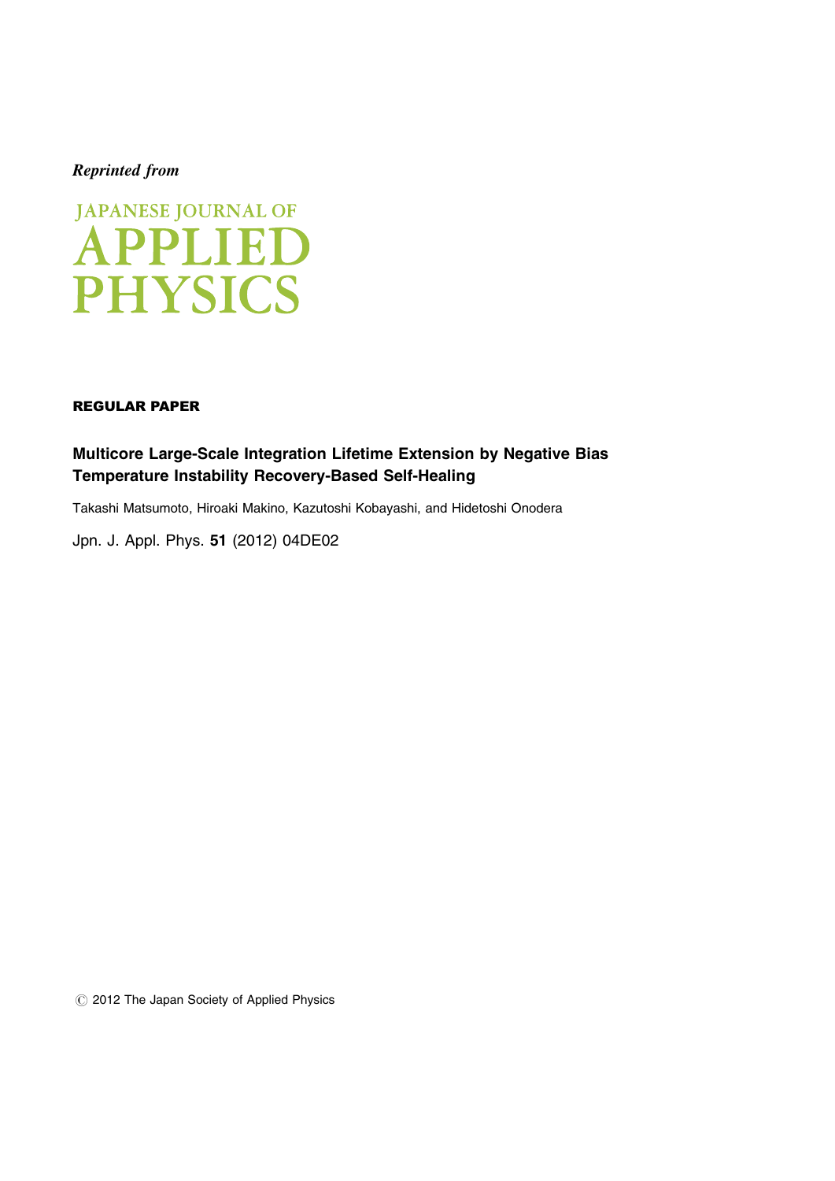*Reprinted from*

JAPANESE JOURNAL OF
APPLIED
PHYSICS

**REGULAR PAPER**

## Multicore Large-Scale Integration Lifetime Extension by Negative Bias Temperature Instability Recovery-Based Self-Healing

Takashi Matsumoto, Hiroaki Makino, Kazutoshi Kobayashi, and Hidetoshi Onodera

Jpn. J. Appl. Phys. **51** (2012) 04DE02

© 2012 The Japan Society of Applied Physics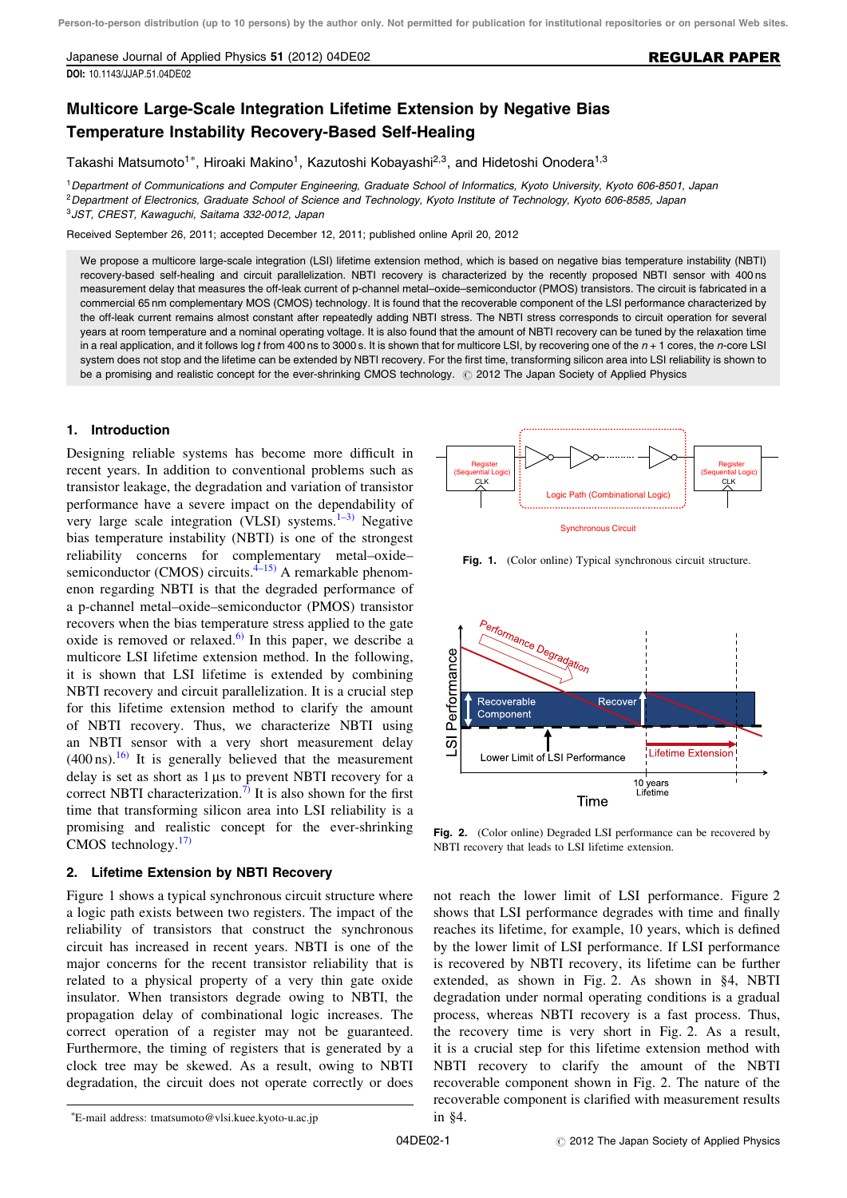# Multicore Large-Scale Integration Lifetime Extension by Negative Bias Temperature Instability Recovery-Based Self-Healing

Takashi Matsumoto[1*], Hiroaki Makino[1], Kazutoshi Kobayashi[2,3], and Hidetoshi Onodera[1,3]

[1]*Department of Communications and Computer Engineering, Graduate School of Informatics, Kyoto University, Kyoto 606-8501, Japan*
[2]*Department of Electronics, Graduate School of Science and Technology, Kyoto Institute of Technology, Kyoto 606-8585, Japan*
[3]*JST, CREST, Kawaguchi, Saitama 332-0012, Japan*

Received September 26, 2011; accepted December 12, 2011; published online April 20, 2012

We propose a multicore large-scale integration (LSI) lifetime extension method, which is based on negative bias temperature instability (NBTI) recovery-based self-healing and circuit parallelization. NBTI recovery is characterized by the recently proposed NBTI sensor with 400 ns measurement delay that measures the off-leak current of p-channel metal–oxide–semiconductor (PMOS) transistors. The circuit is fabricated in a commercial 65 nm complementary MOS (CMOS) technology. It is found that the recoverable component of the LSI performance characterized by the off-leak current remains almost constant after repeatedly adding NBTI stress. The NBTI stress corresponds to circuit operation for several years at room temperature and a nominal operating voltage. It is also found that the amount of NBTI recovery can be tuned by the relaxation time in a real application, and it follows log $t$ from 400 ns to 3000 s. It is shown that for multicore LSI, by recovering one of the $n + 1$ cores, the $n$-core LSI system does not stop and the lifetime can be extended by NBTI recovery. For the first time, transforming silicon area into LSI reliability is shown to be a promising and realistic concept for the ever-shrinking CMOS technology. © 2012 The Japan Society of Applied Physics

## 1. Introduction

Designing reliable systems has become more difficult in recent years. In addition to conventional problems such as transistor leakage, the degradation and variation of transistor performance have a severe impact on the dependability of very large scale integration (VLSI) systems.[1–3] Negative bias temperature instability (NBTI) is one of the strongest reliability concerns for complementary metal–oxide–semiconductor (CMOS) circuits.[4–15] A remarkable phenomenon regarding NBTI is that the degraded performance of a p-channel metal–oxide–semiconductor (PMOS) transistor recovers when the bias temperature stress applied to the gate oxide is removed or relaxed.[6] In this paper, we describe a multicore LSI lifetime extension method. In the following, it is shown that LSI lifetime is extended by combining NBTI recovery and circuit parallelization. It is a crucial step for this lifetime extension method to clarify the amount of NBTI recovery. Thus, we characterize NBTI using an NBTI sensor with a very short measurement delay (400 ns).[16] It is generally believed that the measurement delay is set as short as 1 μs to prevent NBTI recovery for a correct NBTI characterization.[7] It is also shown for the first time that transforming silicon area into LSI reliability is a promising and realistic concept for the ever-shrinking CMOS technology.[17]

## 2. Lifetime Extension by NBTI Recovery

Figure 1 shows a typical synchronous circuit structure where a logic path exists between two registers. The impact of the reliability of transistors that construct the synchronous circuit has increased in recent years. NBTI is one of the major concerns for the recent transistor reliability that is related to a physical property of a very thin gate oxide insulator. When transistors degrade owing to NBTI, the propagation delay of combinational logic increases. The correct operation of a register may not be guaranteed. Furthermore, the timing of registers that is generated by a clock tree may be skewed. As a result, owing to NBTI degradation, the circuit does not operate correctly or does not reach the lower limit of LSI performance. Figure 2 shows that LSI performance degrades with time and finally reaches its lifetime, for example, 10 years, which is defined by the lower limit of LSI performance. If LSI performance is recovered by NBTI recovery, its lifetime can be further extended, as shown in Fig. 2. As shown in §4, NBTI degradation under normal operating conditions is a gradual process, whereas NBTI recovery is a fast process. Thus, the recovery time is very short in Fig. 2. As a result, it is a crucial step for this lifetime extension method with NBTI recovery to clarify the amount of the NBTI recoverable component shown in Fig. 2. The nature of the recoverable component is clarified with measurement results in §4.

**Fig. 1.** (Color online) Typical synchronous circuit structure.

**Fig. 2.** (Color online) Degraded LSI performance can be recovered by NBTI recovery that leads to LSI lifetime extension.

*E-mail address: tmatsumoto@vlsi.kuee.kyoto-u.ac.jp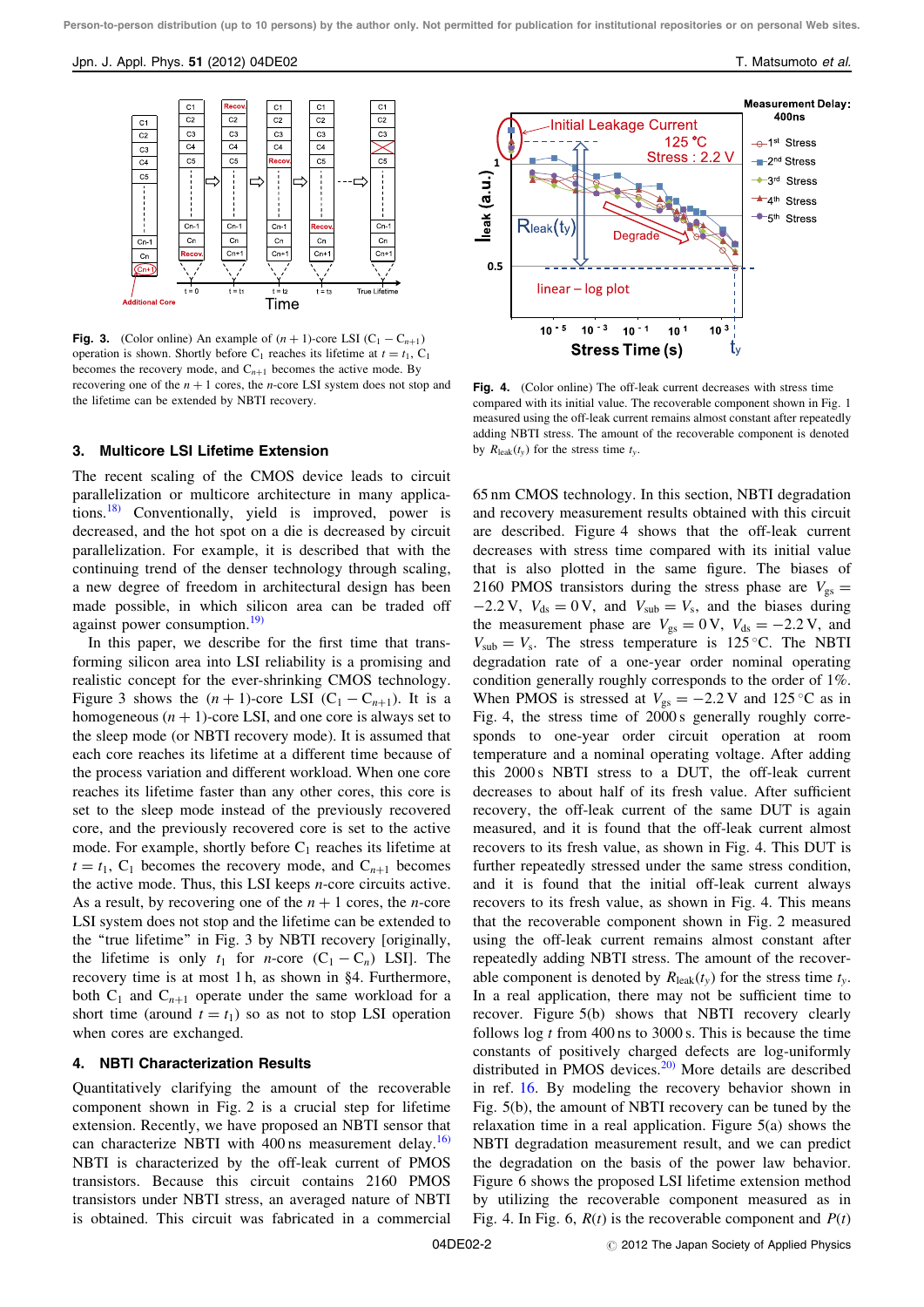**Fig. 3.** (Color online) An example of $(n+1)$-core LSI ($C_1 - C_{n+1}$) operation is shown. Shortly before $C_1$ reaches its lifetime at $t = t_1$, $C_1$ becomes the recovery mode, and $C_{n+1}$ becomes the active mode. By recovering one of the $n+1$ cores, the $n$-core LSI system does not stop and the lifetime can be extended by NBTI recovery.

## 3. Multicore LSI Lifetime Extension

The recent scaling of the CMOS device leads to circuit parallelization or multicore architecture in many applications.[18] Conventionally, yield is improved, power is decreased, and the hot spot on a die is decreased by circuit parallelization. For example, it is described that with the continuing trend of the denser technology through scaling, a new degree of freedom in architectural design has been made possible, in which silicon area can be traded off against power consumption.[19]

In this paper, we describe for the first time that transforming silicon area into LSI reliability is a promising and realistic concept for the ever-shrinking CMOS technology. Figure 3 shows the $(n+1)$-core LSI ($C_1 - C_{n+1}$). It is a homogeneous $(n+1)$-core LSI, and one core is always set to the sleep mode (or NBTI recovery mode). It is assumed that each core reaches its lifetime at a different time because of the process variation and different workload. When one core reaches its lifetime faster than any other cores, this core is set to the sleep mode instead of the previously recovered core, and the previously recovered core is set to the active mode. For example, shortly before $C_1$ reaches its lifetime at $t = t_1$, $C_1$ becomes the recovery mode, and $C_{n+1}$ becomes the active mode. Thus, this LSI keeps $n$-core circuits active. As a result, by recovering one of the $n+1$ cores, the $n$-core LSI system does not stop and the lifetime can be extended to the "true lifetime" in Fig. 3 by NBTI recovery [originally, the lifetime is only $t_1$ for $n$-core ($C_1 - C_n$) LSI]. The recovery time is at most 1 h, as shown in §4. Furthermore, both $C_1$ and $C_{n+1}$ operate under the same workload for a short time (around $t = t_1$) so as not to stop LSI operation when cores are exchanged.

## 4. NBTI Characterization Results

Quantitatively clarifying the amount of the recoverable component shown in Fig. 2 is a crucial step for lifetime extension. Recently, we have proposed an NBTI sensor that can characterize NBTI with 400 ns measurement delay.[16] NBTI is characterized by the off-leak current of PMOS transistors. Because this circuit contains 2160 PMOS transistors under NBTI stress, an averaged nature of NBTI is obtained. This circuit was fabricated in a commercial

**Fig. 4.** (Color online) The off-leak current decreases with stress time compared with its initial value. The recoverable component shown in Fig. 1 measured using the off-leak current remains almost constant after repeatedly adding NBTI stress. The amount of the recoverable component is denoted by $R_{\text{leak}}(t_y)$ for the stress time $t_y$.

65 nm CMOS technology. In this section, NBTI degradation and recovery measurement results obtained with this circuit are described. Figure 4 shows that the off-leak current decreases with stress time compared with its initial value that is also plotted in the same figure. The biases of 2160 PMOS transistors during the stress phase are $V_{\text{gs}} = -2.2$ V, $V_{\text{ds}} = 0$ V, and $V_{\text{sub}} = V_{\text{s}}$, and the biases during the measurement phase are $V_{\text{gs}} = 0$ V, $V_{\text{ds}} = -2.2$ V, and $V_{\text{sub}} = V_{\text{s}}$. The stress temperature is 125 °C. The NBTI degradation rate of a one-year order nominal operating condition generally roughly corresponds to the order of 1%. When PMOS is stressed at $V_{\text{gs}} = -2.2$ V and 125 °C as in Fig. 4, the stress time of 2000 s generally roughly corresponds to one-year order circuit operation at room temperature and a nominal operating voltage. After adding this 2000 s NBTI stress to a DUT, the off-leak current decreases to about half of its fresh value. After sufficient recovery, the off-leak current of the same DUT is again measured, and it is found that the off-leak current almost recovers to its fresh value, as shown in Fig. 4. This DUT is further repeatedly stressed under the same stress condition, and it is found that the initial off-leak current always recovers to its fresh value, as shown in Fig. 4. This means that the recoverable component shown in Fig. 2 measured using the off-leak current remains almost constant after repeatedly adding NBTI stress. The amount of the recoverable component is denoted by $R_{\text{leak}}(t_y)$ for the stress time $t_y$. In a real application, there may not be sufficient time to recover. Figure 5(b) shows that NBTI recovery clearly follows log $t$ from 400 ns to 3000 s. This is because the time constants of positively charged defects are log-uniformly distributed in PMOS devices.[20] More details are described in ref. 16. By modeling the recovery behavior shown in Fig. 5(b), the amount of NBTI recovery can be tuned by the relaxation time in a real application. Figure 5(a) shows the NBTI degradation measurement result, and we can predict the degradation on the basis of the power law behavior. Figure 6 shows the proposed LSI lifetime extension method by utilizing the recoverable component measured as in Fig. 4. In Fig. 6, $R(t)$ is the recoverable component and $P(t)$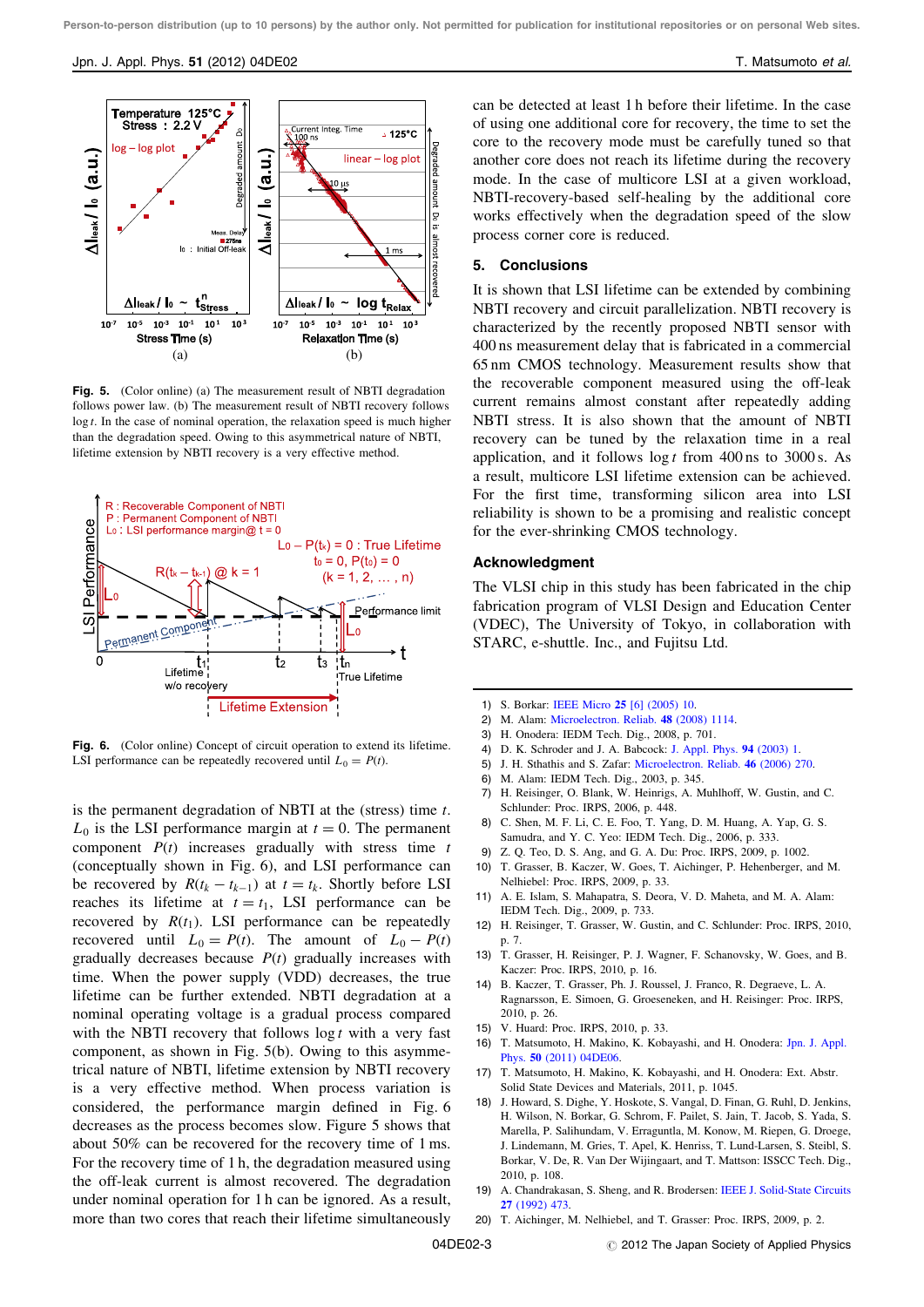Temperature 125°C
Stress : 2.2 V
log – log plot
$\Delta I_{leak} / I_0$ (a.u.)
Degraded amount Do
Meas. Delay 275ns
$I_0$ : Initial Off-leak
$\Delta I_{leak} / I_0 \sim t_{Stress}^{n}$
$10^{-7}$ $10^{-5}$ $10^{-3}$ $10^{-1}$ $10^{1}$ $10^{3}$
Stress Time (s)
(a)

Current Integ. Time 100 ns
125°C
linear – log plot
10 μs
1 ms
$\Delta I_{leak} / I_0$ (a.u.)
Degraded amount Do is almost recovered
$\Delta I_{leak} / I_0 \sim \log t_{Relax}$
$10^{-7}$ $10^{-5}$ $10^{-3}$ $10^{-1}$ $10^{1}$ $10^{3}$
Relaxation Time (s)
(b)

**Fig. 5.** (Color online) (a) The measurement result of NBTI degradation follows power law. (b) The measurement result of NBTI recovery follows $\log t$. In the case of nominal operation, the relaxation speed is much higher than the degradation speed. Owing to this asymmetrical nature of NBTI, lifetime extension by NBTI recovery is a very effective method.

R : Recoverable Component of NBTI
P : Permanent Component of NBTI
$L_0$ : LSI performance margin@ t = 0
$L_0 - P(t_k) = 0$ : True Lifetime
$t_0 = 0$, $P(t_0) = 0$
$(k = 1, 2, \ldots, n)$
$R(t_k - t_{k-1})$ @ k = 1
LSI Performance
$L_0$
Permanent Component
Performance limit
$L_0$
0
$t_1$
$t_2$
$t_3$
$t_n$
t
Lifetime w/o recovery
True Lifetime
Lifetime Extension

**Fig. 6.** (Color online) Concept of circuit operation to extend its lifetime. LSI performance can be repeatedly recovered until $L_0 = P(t)$.

is the permanent degradation of NBTI at the (stress) time $t$. $L_0$ is the LSI performance margin at $t = 0$. The permanent component $P(t)$ increases gradually with stress time $t$ (conceptually shown in Fig. 6), and LSI performance can be recovered by $R(t_k - t_{k-1})$ at $t = t_k$. Shortly before LSI reaches its lifetime at $t = t_1$, LSI performance can be recovered by $R(t_1)$. LSI performance can be repeatedly recovered until $L_0 = P(t)$. The amount of $L_0 - P(t)$ gradually decreases because $P(t)$ gradually increases with time. When the power supply (VDD) decreases, the true lifetime can be further extended. NBTI degradation at a nominal operating voltage is a gradual process compared with the NBTI recovery that follows $\log t$ with a very fast component, as shown in Fig. 5(b). Owing to this asymmetrical nature of NBTI, lifetime extension by NBTI recovery is a very effective method. When process variation is considered, the performance margin defined in Fig. 6 decreases as the process becomes slow. Figure 5 shows that about 50% can be recovered for the recovery time of 1 ms. For the recovery time of 1 h, the degradation measured using the off-leak current is almost recovered. The degradation under nominal operation for 1 h can be ignored. As a result, more than two cores that reach their lifetime simultaneously can be detected at least 1 h before their lifetime. In the case of using one additional core for recovery, the time to set the core to the recovery mode must be carefully tuned so that another core does not reach its lifetime during the recovery mode. In the case of multicore LSI at a given workload, NBTI-recovery-based self-healing by the additional core works effectively when the degradation speed of the slow process corner core is reduced.

## 5. Conclusions

It is shown that LSI lifetime can be extended by combining NBTI recovery and circuit parallelization. NBTI recovery is characterized by the recently proposed NBTI sensor with 400 ns measurement delay that is fabricated in a commercial 65 nm CMOS technology. Measurement results show that the recoverable component measured using the off-leak current remains almost constant after repeatedly adding NBTI stress. It is also shown that the amount of NBTI recovery can be tuned by the relaxation time in a real application, and it follows $\log t$ from 400 ns to 3000 s. As a result, multicore LSI lifetime extension can be achieved. For the first time, transforming silicon area into LSI reliability is shown to be a promising and realistic concept for the ever-shrinking CMOS technology.

## Acknowledgment

The VLSI chip in this study has been fabricated in the chip fabrication program of VLSI Design and Education Center (VDEC), The University of Tokyo, in collaboration with STARC, e-shuttle. Inc., and Fujitsu Ltd.

1) S. Borkar: IEEE Micro **25** [6] (2005) 10.
2) M. Alam: Microelectron. Reliab. **48** (2008) 1114.
3) H. Onodera: IEDM Tech. Dig., 2008, p. 701.
4) D. K. Schroder and J. A. Babcock: J. Appl. Phys. **94** (2003) 1.
5) J. H. Stathis and S. Zafar: Microelectron. Reliab. **46** (2006) 270.
6) M. Alam: IEDM Tech. Dig., 2003, p. 345.
7) H. Reisinger, O. Blank, W. Heinrigs, A. Muhlhoff, W. Gustin, and C. Schlunder: Proc. IRPS, 2006, p. 448.
8) C. Shen, M. F. Li, C. E. Foo, T. Yang, D. M. Huang, A. Yap, G. S. Samudra, and Y. C. Yeo: IEDM Tech. Dig., 2006, p. 333.
9) Z. Q. Teo, D. S. Ang, and G. A. Du: Proc. IRPS, 2009, p. 1002.
10) T. Grasser, B. Kaczer, W. Goes, T. Aichinger, P. Hehenberger, and M. Nelhiebel: Proc. IRPS, 2009, p. 33.
11) A. E. Islam, S. Mahapatra, S. Deora, V. D. Maheta, and M. A. Alam: IEDM Tech. Dig., 2009, p. 733.
12) H. Reisinger, T. Grasser, W. Gustin, and C. Schlunder: Proc. IRPS, 2010, p. 7.
13) T. Grasser, H. Reisinger, P. J. Wagner, F. Schanovsky, W. Goes, and B. Kaczer: Proc. IRPS, 2010, p. 16.
14) B. Kaczer, T. Grasser, Ph. J. Roussel, J. Franco, R. Degraeve, L. A. Ragnarsson, E. Simoen, G. Groeseneken, and H. Reisinger: Proc. IRPS, 2010, p. 26.
15) V. Huard: Proc. IRPS, 2010, p. 33.
16) T. Matsumoto, H. Makino, K. Kobayashi, and H. Onodera: Jpn. J. Appl. Phys. **50** (2011) 04DE06.
17) T. Matsumoto, H. Makino, K. Kobayashi, and H. Onodera: Ext. Abstr. Solid State Devices and Materials, 2011, p. 1045.
18) J. Howard, S. Dighe, Y. Hoskote, S. Vangal, D. Finan, G. Ruhl, D. Jenkins, H. Wilson, N. Borkar, G. Schrom, F. Pailet, S. Jain, T. Jacob, S. Yada, S. Marella, P. Salihundam, V. Erraguntla, M. Konow, M. Riepen, G. Droege, J. Lindemann, M. Gries, T. Apel, K. Henriss, T. Lund-Larsen, S. Steibl, S. Borkar, V. De, R. Van Der Wijingaart, and T. Mattson: ISSCC Tech. Dig., 2010, p. 108.
19) A. Chandrakasan, S. Sheng, and R. Brodersen: IEEE J. Solid-State Circuits **27** (1992) 473.
20) T. Aichinger, M. Nelhiebel, and T. Grasser: Proc. IRPS, 2009, p. 2.